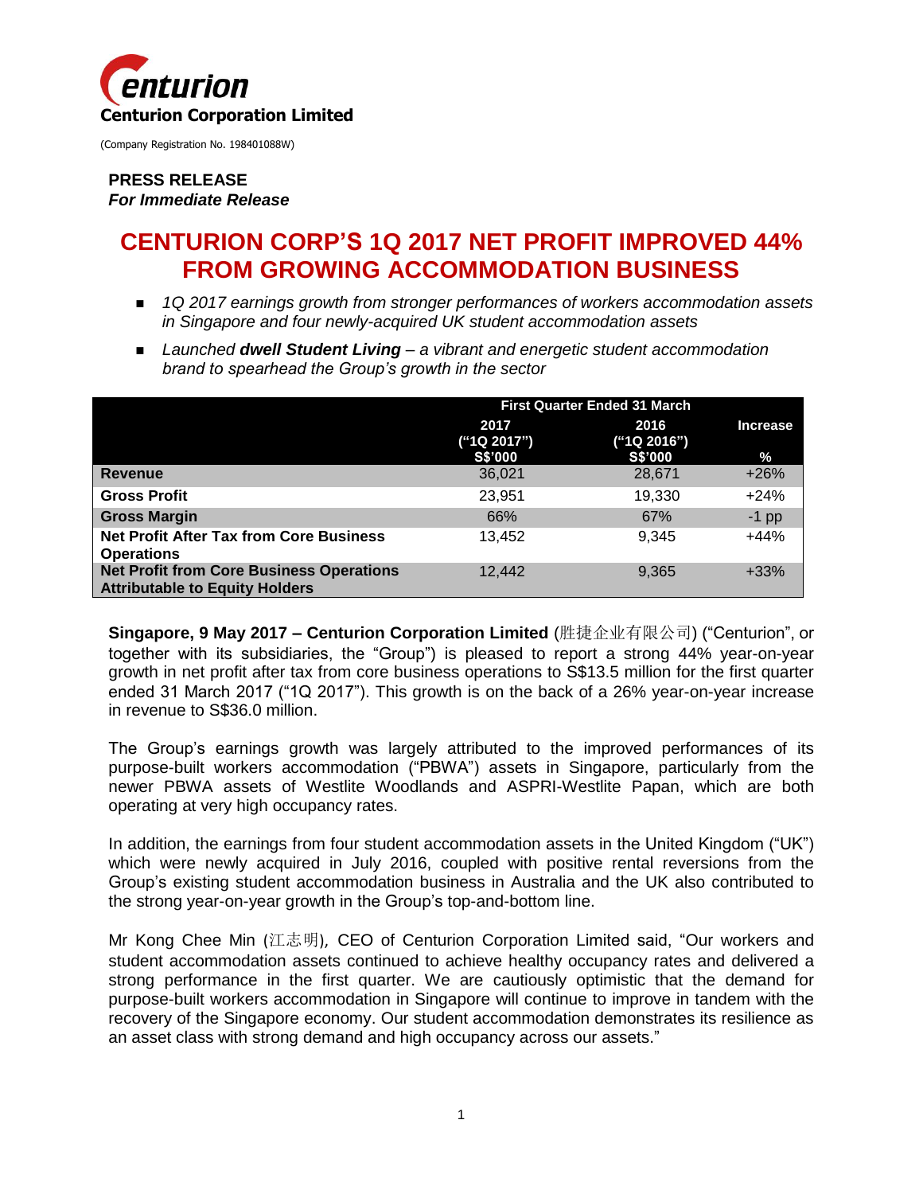**Centurion Corporation Limited**

(Company Registration No. 198401088W)

**PRESS RELEASE**
***For Immediate Release***

# CENTURION CORP'S 1Q 2017 NET PROFIT IMPROVED 44% FROM GROWING ACCOMMODATION BUSINESS

- *1Q 2017 earnings growth from stronger performances of workers accommodation assets in Singapore and four newly-acquired UK student accommodation assets*
- *Launched **dwell Student Living** – a vibrant and energetic student accommodation brand to spearhead the Group's growth in the sector*

| | First Quarter Ended 31 March | | |
|---|---|---|---|
| | 2017 ("1Q 2017") S$'000 | 2016 ("1Q 2016") S$'000 | Increase % |
| **Revenue** | 36,021 | 28,671 | +26% |
| **Gross Profit** | 23,951 | 19,330 | +24% |
| **Gross Margin** | 66% | 67% | -1 pp |
| **Net Profit After Tax from Core Business Operations** | 13,452 | 9,345 | +44% |
| **Net Profit from Core Business Operations Attributable to Equity Holders** | 12,442 | 9,365 | +33% |

**Singapore, 9 May 2017 – Centurion Corporation Limited** (胜捷企业有限公司) ("Centurion", or together with its subsidiaries, the "Group") is pleased to report a strong 44% year-on-year growth in net profit after tax from core business operations to S$13.5 million for the first quarter ended 31 March 2017 ("1Q 2017"). This growth is on the back of a 26% year-on-year increase in revenue to S$36.0 million.

The Group's earnings growth was largely attributed to the improved performances of its purpose-built workers accommodation ("PBWA") assets in Singapore, particularly from the newer PBWA assets of Westlite Woodlands and ASPRI-Westlite Papan, which are both operating at very high occupancy rates.

In addition, the earnings from four student accommodation assets in the United Kingdom ("UK") which were newly acquired in July 2016, coupled with positive rental reversions from the Group's existing student accommodation business in Australia and the UK also contributed to the strong year-on-year growth in the Group's top-and-bottom line.

Mr Kong Chee Min (江志明), CEO of Centurion Corporation Limited said, "Our workers and student accommodation assets continued to achieve healthy occupancy rates and delivered a strong performance in the first quarter. We are cautiously optimistic that the demand for purpose-built workers accommodation in Singapore will continue to improve in tandem with the recovery of the Singapore economy. Our student accommodation demonstrates its resilience as an asset class with strong demand and high occupancy across our assets."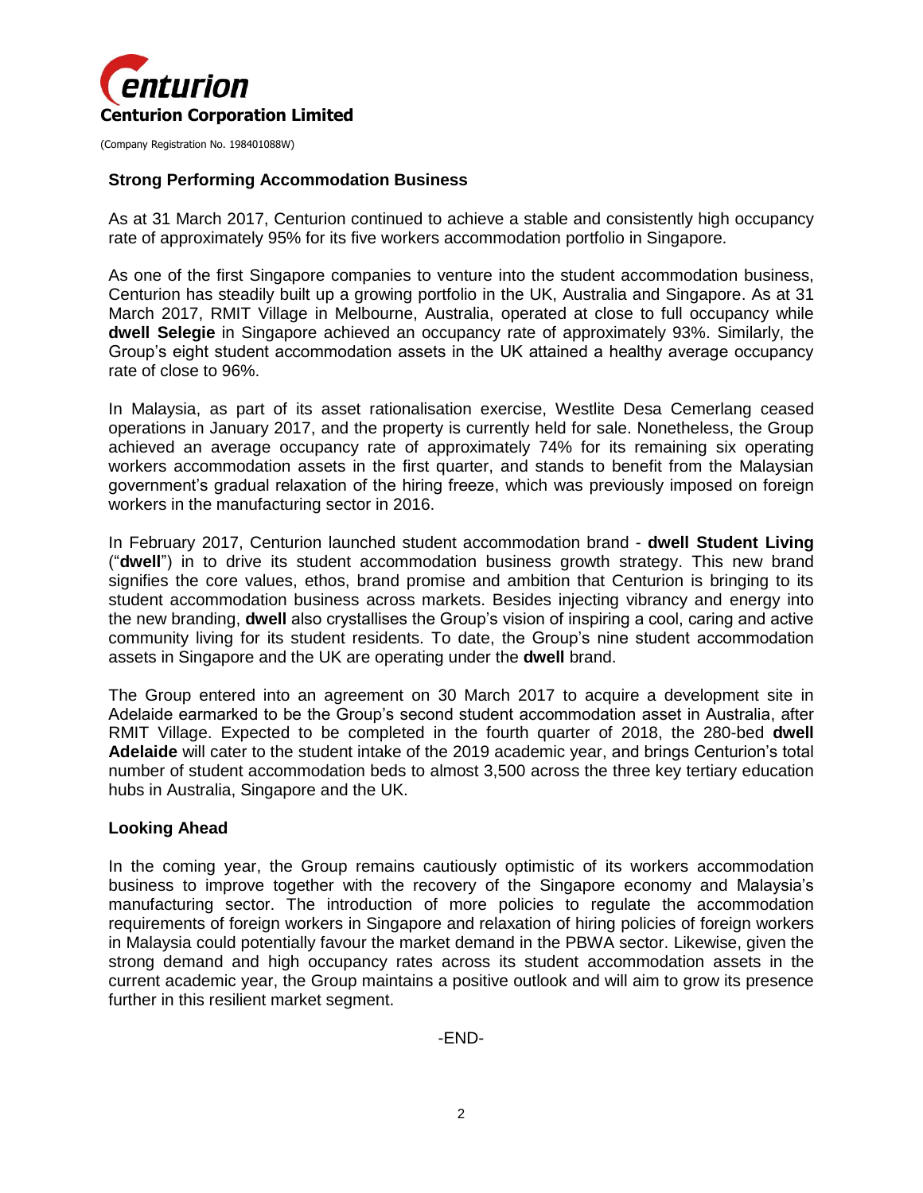### Strong Performing Accommodation Business

As at 31 March 2017, Centurion continued to achieve a stable and consistently high occupancy rate of approximately 95% for its five workers accommodation portfolio in Singapore.

As one of the first Singapore companies to venture into the student accommodation business, Centurion has steadily built up a growing portfolio in the UK, Australia and Singapore. As at 31 March 2017, RMIT Village in Melbourne, Australia, operated at close to full occupancy while **dwell Selegie** in Singapore achieved an occupancy rate of approximately 93%. Similarly, the Group's eight student accommodation assets in the UK attained a healthy average occupancy rate of close to 96%.

In Malaysia, as part of its asset rationalisation exercise, Westlite Desa Cemerlang ceased operations in January 2017, and the property is currently held for sale. Nonetheless, the Group achieved an average occupancy rate of approximately 74% for its remaining six operating workers accommodation assets in the first quarter, and stands to benefit from the Malaysian government's gradual relaxation of the hiring freeze, which was previously imposed on foreign workers in the manufacturing sector in 2016.

In February 2017, Centurion launched student accommodation brand - **dwell Student Living** ("**dwell**") in to drive its student accommodation business growth strategy. This new brand signifies the core values, ethos, brand promise and ambition that Centurion is bringing to its student accommodation business across markets. Besides injecting vibrancy and energy into the new branding, **dwell** also crystallises the Group's vision of inspiring a cool, caring and active community living for its student residents. To date, the Group's nine student accommodation assets in Singapore and the UK are operating under the **dwell** brand.

The Group entered into an agreement on 30 March 2017 to acquire a development site in Adelaide earmarked to be the Group's second student accommodation asset in Australia, after RMIT Village. Expected to be completed in the fourth quarter of 2018, the 280-bed **dwell Adelaide** will cater to the student intake of the 2019 academic year, and brings Centurion's total number of student accommodation beds to almost 3,500 across the three key tertiary education hubs in Australia, Singapore and the UK.

### Looking Ahead

In the coming year, the Group remains cautiously optimistic of its workers accommodation business to improve together with the recovery of the Singapore economy and Malaysia's manufacturing sector. The introduction of more policies to regulate the accommodation requirements of foreign workers in Singapore and relaxation of hiring policies of foreign workers in Malaysia could potentially favour the market demand in the PBWA sector. Likewise, given the strong demand and high occupancy rates across its student accommodation assets in the current academic year, the Group maintains a positive outlook and will aim to grow its presence further in this resilient market segment.

-END-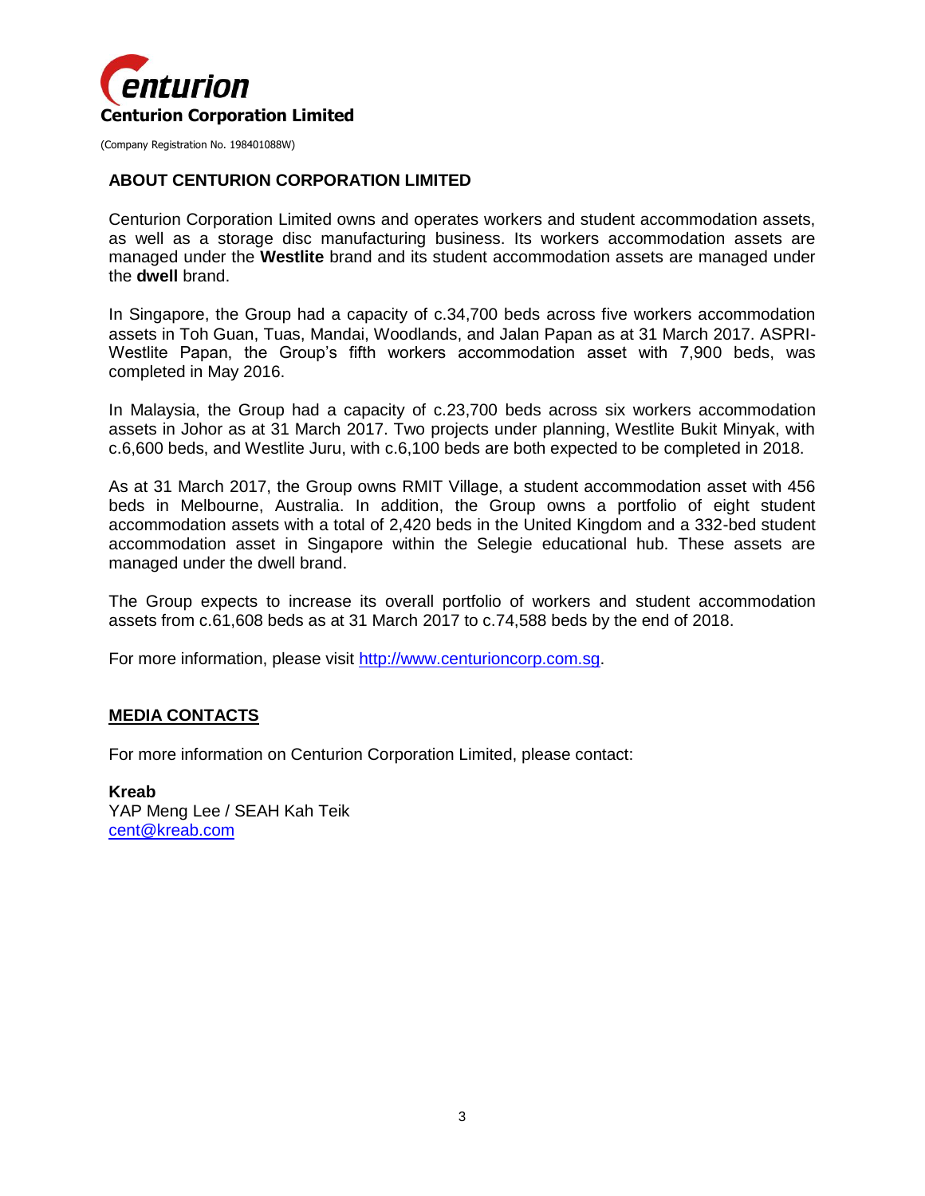**Centurion Corporation Limited**

(Company Registration No. 198401088W)

## ABOUT CENTURION CORPORATION LIMITED

Centurion Corporation Limited owns and operates workers and student accommodation assets, as well as a storage disc manufacturing business. Its workers accommodation assets are managed under the **Westlite** brand and its student accommodation assets are managed under the **dwell** brand.

In Singapore, the Group had a capacity of c.34,700 beds across five workers accommodation assets in Toh Guan, Tuas, Mandai, Woodlands, and Jalan Papan as at 31 March 2017. ASPRI-Westlite Papan, the Group's fifth workers accommodation asset with 7,900 beds, was completed in May 2016.

In Malaysia, the Group had a capacity of c.23,700 beds across six workers accommodation assets in Johor as at 31 March 2017. Two projects under planning, Westlite Bukit Minyak, with c.6,600 beds, and Westlite Juru, with c.6,100 beds are both expected to be completed in 2018.

As at 31 March 2017, the Group owns RMIT Village, a student accommodation asset with 456 beds in Melbourne, Australia. In addition, the Group owns a portfolio of eight student accommodation assets with a total of 2,420 beds in the United Kingdom and a 332-bed student accommodation asset in Singapore within the Selegie educational hub. These assets are managed under the dwell brand.

The Group expects to increase its overall portfolio of workers and student accommodation assets from c.61,608 beds as at 31 March 2017 to c.74,588 beds by the end of 2018.

For more information, please visit http://www.centurioncorp.com.sg.

## MEDIA CONTACTS

For more information on Centurion Corporation Limited, please contact:

**Kreab**
YAP Meng Lee / SEAH Kah Teik
cent@kreab.com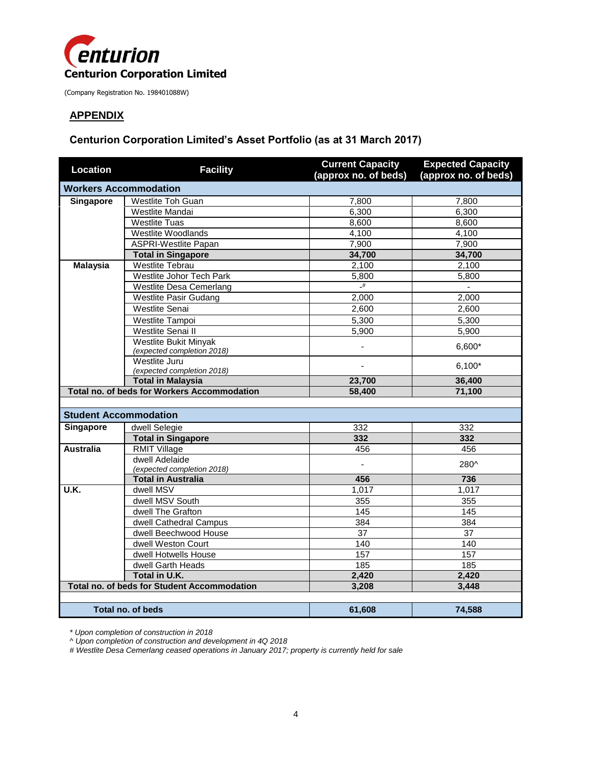**Centurion Corporation Limited**

(Company Registration No. 198401088W)

## APPENDIX

### Centurion Corporation Limited's Asset Portfolio (as at 31 March 2017)

| Location | Facility | Current Capacity (approx no. of beds) | Expected Capacity (approx no. of beds) |
|---|---|---|---|
| **Workers Accommodation** | | | |
| **Singapore** | Westlite Toh Guan | 7,800 | 7,800 |
| | Westlite Mandai | 6,300 | 6,300 |
| | Westlite Tuas | 8,600 | 8,600 |
| | Westlite Woodlands | 4,100 | 4,100 |
| | ASPRI-Westlite Papan | 7,900 | 7,900 |
| | **Total in Singapore** | **34,700** | **34,700** |
| **Malaysia** | Westlite Tebrau | 2,100 | 2,100 |
| | Westlite Johor Tech Park | 5,800 | 5,800 |
| | Westlite Desa Cemerlang | -# | - |
| | Westlite Pasir Gudang | 2,000 | 2,000 |
| | Westlite Senai | 2,600 | 2,600 |
| | Westlite Tampoi | 5,300 | 5,300 |
| | Westlite Senai II | 5,900 | 5,900 |
| | Westlite Bukit Minyak *(expected completion 2018)* | - | 6,600* |
| | Westlite Juru *(expected completion 2018)* | - | 6,100* |
| | **Total in Malaysia** | **23,700** | **36,400** |
| **Total no. of beds for Workers Accommodation** | | **58,400** | **71,100** |
| **Student Accommodation** | | | |
| **Singapore** | dwell Selegie | 332 | 332 |
| | **Total in Singapore** | **332** | **332** |
| **Australia** | RMIT Village | 456 | 456 |
| | dwell Adelaide *(expected completion 2018)* | - | 280^ |
| | **Total in Australia** | **456** | **736** |
| **U.K.** | dwell MSV | 1,017 | 1,017 |
| | dwell MSV South | 355 | 355 |
| | dwell The Grafton | 145 | 145 |
| | dwell Cathedral Campus | 384 | 384 |
| | dwell Beechwood House | 37 | 37 |
| | dwell Weston Court | 140 | 140 |
| | dwell Hotwells House | 157 | 157 |
| | dwell Garth Heads | 185 | 185 |
| | **Total in U.K.** | **2,420** | **2,420** |
| **Total no. of beds for Student Accommodation** | | **3,208** | **3,448** |
| **Total no. of beds** | | **61,608** | **74,588** |

*\* Upon completion of construction in 2018*

*^ Upon completion of construction and development in 4Q 2018*

*# Westlite Desa Cemerlang ceased operations in January 2017; property is currently held for sale*